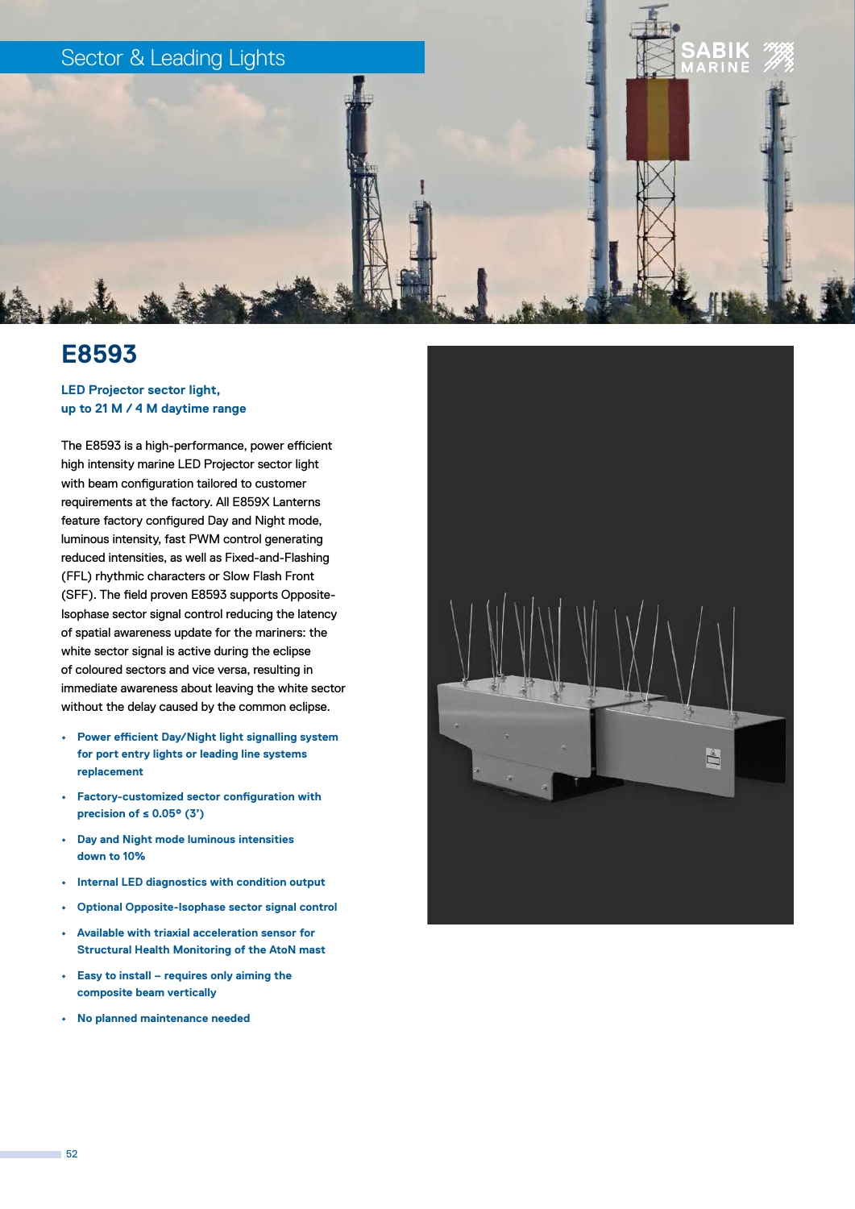Sector & Leading Lights

# E8593

**LED Projector sector light, up to 21 M / 4 M daytime range**

The E8593 is a high-performance, power efficient high intensity marine LED Projector sector light with beam configuration tailored to customer requirements at the factory. All E859X Lanterns feature factory configured Day and Night mode, luminous intensity, fast PWM control generating reduced intensities, as well as Fixed-and-Flashing (FFL) rhythmic characters or Slow Flash Front (SFF). The field proven E8593 supports Opposite-Isophase sector signal control reducing the latency of spatial awareness update for the mariners: the white sector signal is active during the eclipse of coloured sectors and vice versa, resulting in immediate awareness about leaving the white sector without the delay caused by the common eclipse.

- **Power efficient Day/Night light signalling system for port entry lights or leading line systems replacement**
- **Factory-customized sector configuration with precision of ≤ 0.05° (3')**
- **Day and Night mode luminous intensities down to 10%**
- **Internal LED diagnostics with condition output**
- **Optional Opposite-Isophase sector signal control**
- **Available with triaxial acceleration sensor for Structural Health Monitoring of the AtoN mast**
- **Easy to install – requires only aiming the composite beam vertically**
- **No planned maintenance needed**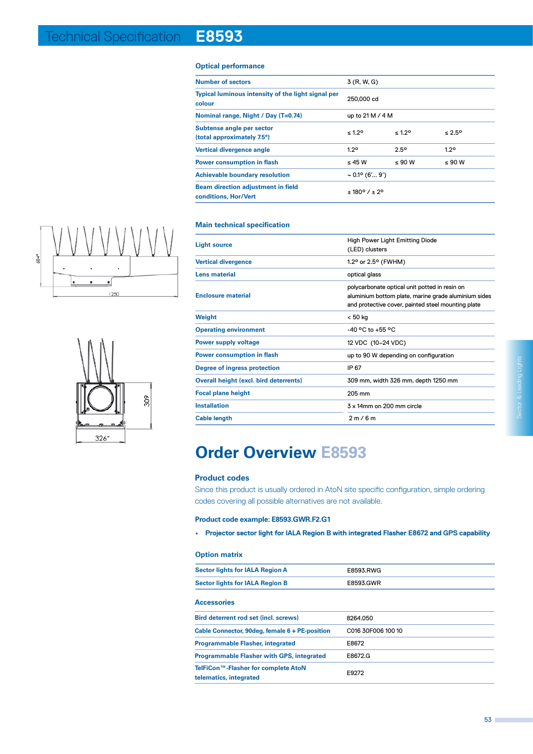# Technical Specification E8593

## Optical performance

| | | | |
|---|---|---|---|
| Number of sectors | 3 (R, W, G) | | |
| Typical luminous intensity of the light signal per colour | 250,000 cd | | |
| Nominal range, Night / Day (T=0.74) | up to 21 M / 4 M | | |
| Subtense angle per sector (total approximately 7.5°) | ≤ 1.2° | ≤ 1.2° | ≤ 2.5° |
| Vertical divergence angle | 1.2° | 2.5° | 1.2° |
| Power consumption in flash | ≤ 45 W | ≤ 90 W | ≤ 90 W |
| Achievable boundary resolution | ~ 0.1° (6'... 9') | | |
| Beam direction adjustment in field conditions, Hor/Vert | ± 180° / ± 2° | | |

604*

1250

309

326*

## Main technical specification

| | |
|---|---|
| Light source | High Power Light Emitting Diode (LED) clusters |
| Vertical divergence | 1.2° or 2.5° (FWHM) |
| Lens material | optical glass |
| Enclosure material | polycarbonate optical unit potted in resin on aluminium bottom plate, marine grade aluminium sides and protective cover, painted steel mounting plate |
| Weight | < 50 kg |
| Operating environment | -40 °C to +55 °C |
| Power supply voltage | 12 VDC (10–24 VDC) |
| Power consumption in flash | up to 90 W depending on configuration |
| Degree of ingress protection | IP 67 |
| Overall height (excl. bird deterrents) | 309 mm, width 326 mm, depth 1250 mm |
| Focal plane height | 205 mm |
| Installation | 3 x 14mm on 200 mm circle |
| Cable length | 2 m / 6 m |

# Order Overview E8593

### Product codes

Since this product is usually ordered in AtoN site specific configuration, simple ordering codes covering all possible alternatives are not available.

**Product code example: E8593.GWR.F2.G1**

- **Projector sector light for IALA Region B with integrated Flasher E8672 and GPS capability**

### Option matrix

| | |
|---|---|
| Sector lights for IALA Region A | E8593.RWG |
| Sector lights for IALA Region B | E8593.GWR |

### Accessories

| | |
|---|---|
| Bird deterrent rod set (incl. screws) | 8264.050 |
| Cable Connector, 90deg, female 6 + PE-position | C016 30F006 100 10 |
| Programmable Flasher, integrated | E8672 |
| Programmable Flasher with GPS, integrated | E8672.G |
| TelFiCon™-Flasher for complete AtoN telematics, integrated | E9272 |